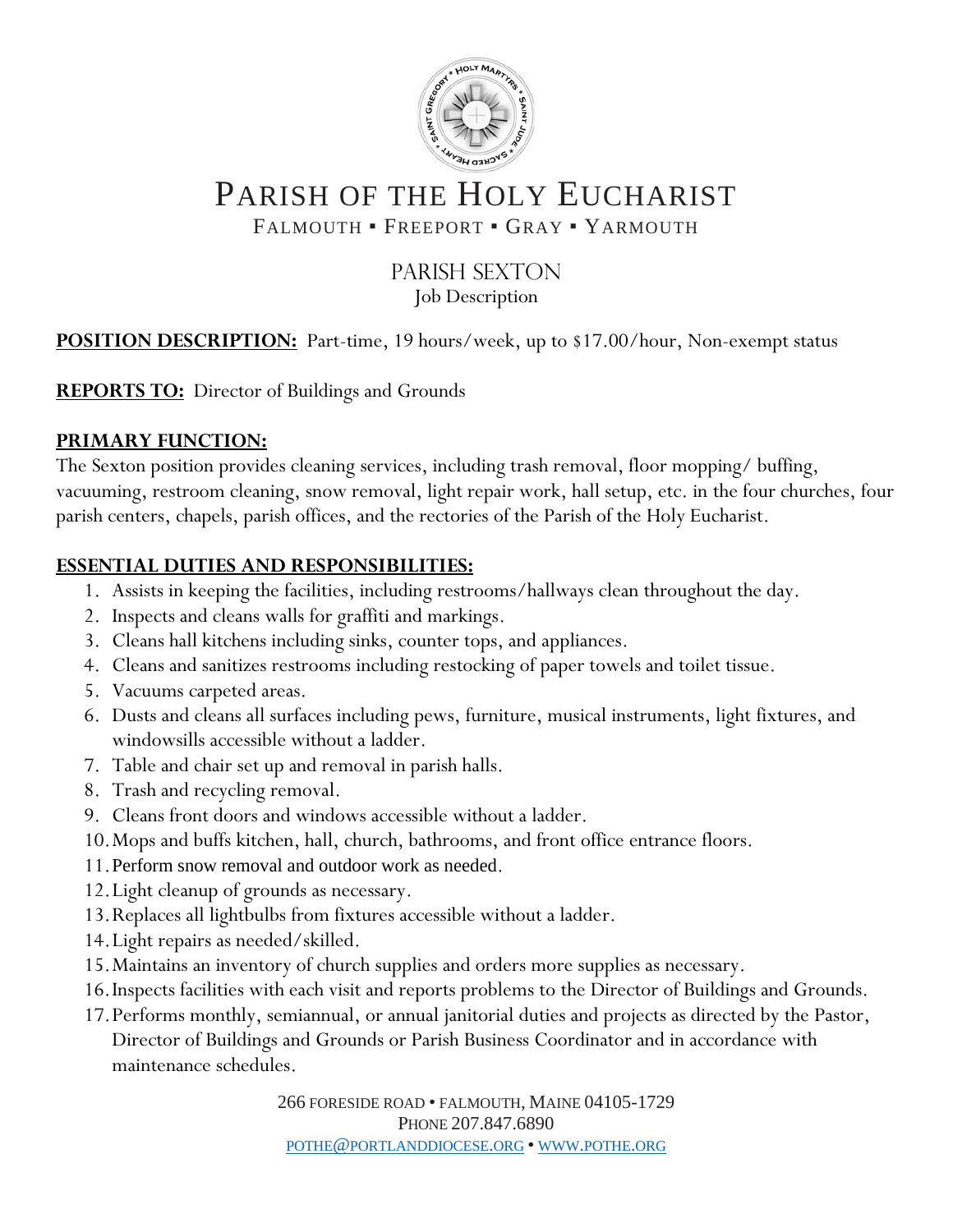# Parish of the Holy Eucharist

Falmouth ▪ Freeport ▪ Gray ▪ Yarmouth

## Parish Sexton

Job Description

**POSITION DESCRIPTION:** Part-time, 19 hours/week, up to $17.00/hour, Non-exempt status

**REPORTS TO:** Director of Buildings and Grounds

**PRIMARY FUNCTION:**

The Sexton position provides cleaning services, including trash removal, floor mopping/ buffing, vacuuming, restroom cleaning, snow removal, light repair work, hall setup, etc. in the four churches, four parish centers, chapels, parish offices, and the rectories of the Parish of the Holy Eucharist.

**ESSENTIAL DUTIES AND RESPONSIBILITIES:**

1. Assists in keeping the facilities, including restrooms/hallways clean throughout the day.
2. Inspects and cleans walls for graffiti and markings.
3. Cleans hall kitchens including sinks, counter tops, and appliances.
4. Cleans and sanitizes restrooms including restocking of paper towels and toilet tissue.
5. Vacuums carpeted areas.
6. Dusts and cleans all surfaces including pews, furniture, musical instruments, light fixtures, and windowsills accessible without a ladder.
7. Table and chair set up and removal in parish halls.
8. Trash and recycling removal.
9. Cleans front doors and windows accessible without a ladder.
10. Mops and buffs kitchen, hall, church, bathrooms, and front office entrance floors.
11. Perform snow removal and outdoor work as needed.
12. Light cleanup of grounds as necessary.
13. Replaces all lightbulbs from fixtures accessible without a ladder.
14. Light repairs as needed/skilled.
15. Maintains an inventory of church supplies and orders more supplies as necessary.
16. Inspects facilities with each visit and reports problems to the Director of Buildings and Grounds.
17. Performs monthly, semiannual, or annual janitorial duties and projects as directed by the Pastor, Director of Buildings and Grounds or Parish Business Coordinator and in accordance with maintenance schedules.

266 Foreside Road • Falmouth, Maine 04105-1729
Phone 207.847.6890
pothe@portlanddiocese.org • www.pothe.org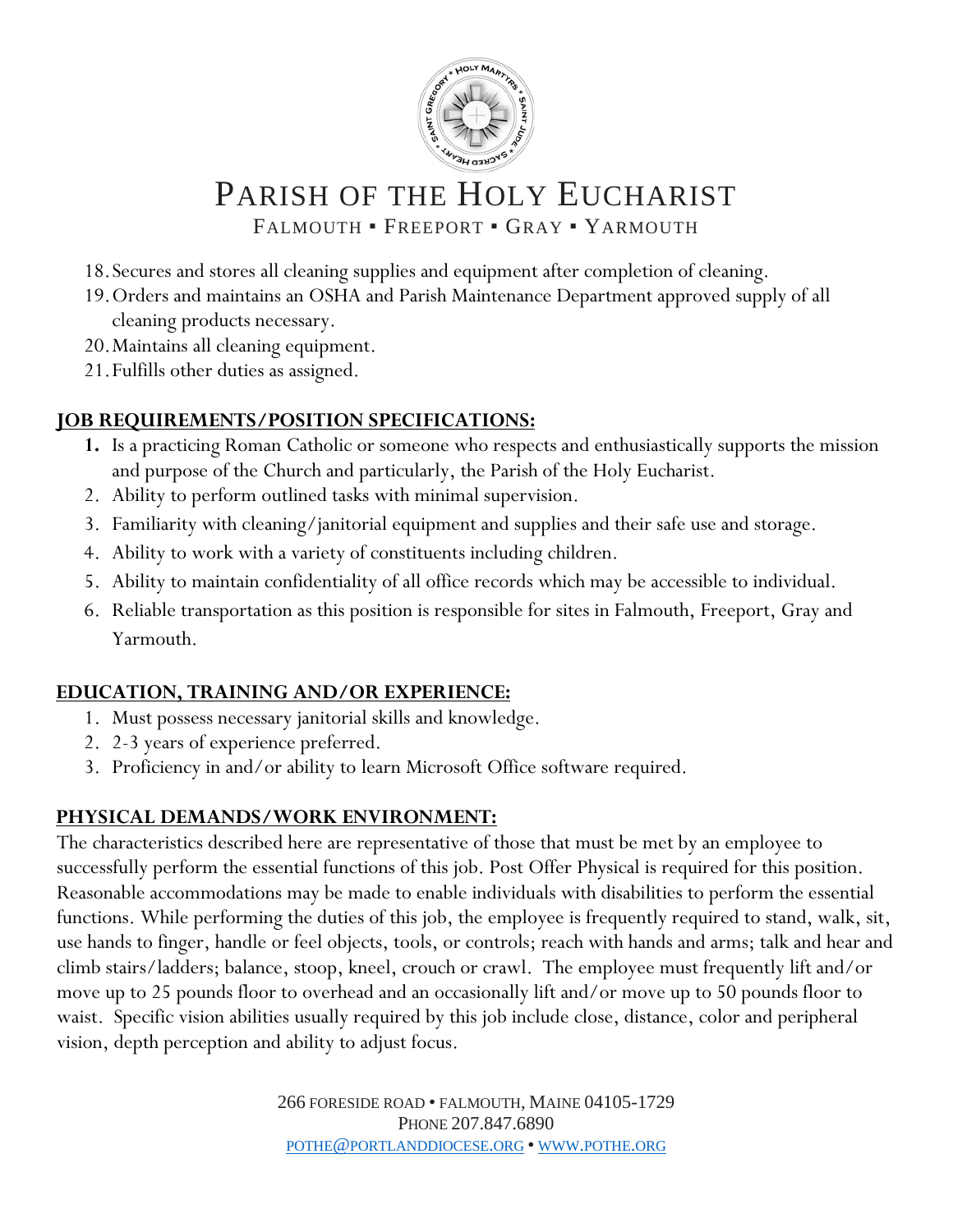18. Secures and stores all cleaning supplies and equipment after completion of cleaning.
19. Orders and maintains an OSHA and Parish Maintenance Department approved supply of all cleaning products necessary.
20. Maintains all cleaning equipment.
21. Fulfills other duties as assigned.

## JOB REQUIREMENTS/POSITION SPECIFICATIONS:

1. Is a practicing Roman Catholic or someone who respects and enthusiastically supports the mission and purpose of the Church and particularly, the Parish of the Holy Eucharist.
2. Ability to perform outlined tasks with minimal supervision.
3. Familiarity with cleaning/janitorial equipment and supplies and their safe use and storage.
4. Ability to work with a variety of constituents including children.
5. Ability to maintain confidentiality of all office records which may be accessible to individual.
6. Reliable transportation as this position is responsible for sites in Falmouth, Freeport, Gray and Yarmouth.

## EDUCATION, TRAINING AND/OR EXPERIENCE:

1. Must possess necessary janitorial skills and knowledge.
2. 2-3 years of experience preferred.
3. Proficiency in and/or ability to learn Microsoft Office software required.

## PHYSICAL DEMANDS/WORK ENVIRONMENT:

The characteristics described here are representative of those that must be met by an employee to successfully perform the essential functions of this job. Post Offer Physical is required for this position. Reasonable accommodations may be made to enable individuals with disabilities to perform the essential functions. While performing the duties of this job, the employee is frequently required to stand, walk, sit, use hands to finger, handle or feel objects, tools, or controls; reach with hands and arms; talk and hear and climb stairs/ladders; balance, stoop, kneel, crouch or crawl. The employee must frequently lift and/or move up to 25 pounds floor to overhead and an occasionally lift and/or move up to 50 pounds floor to waist. Specific vision abilities usually required by this job include close, distance, color and peripheral vision, depth perception and ability to adjust focus.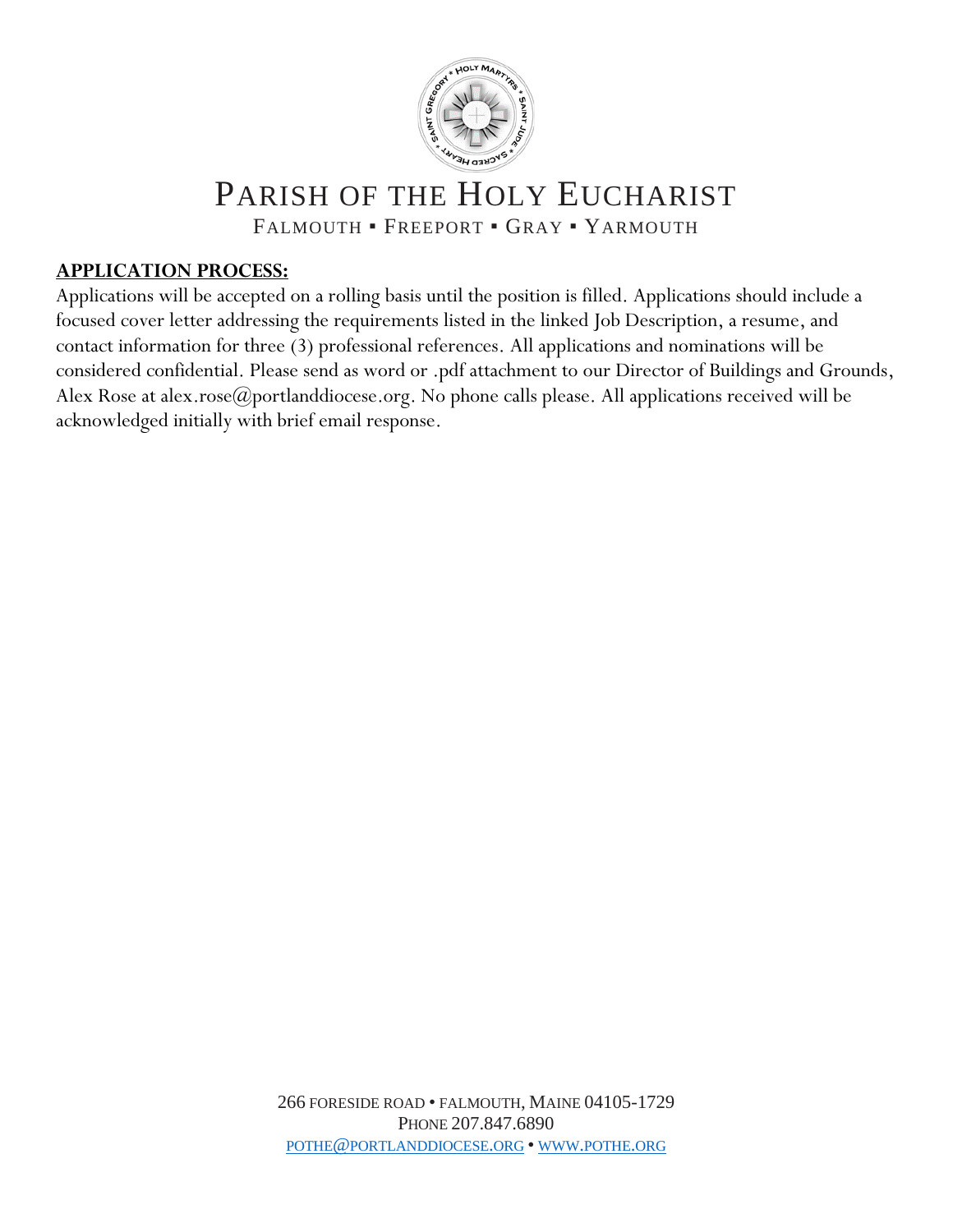# PARISH OF THE HOLY EUCHARIST

FALMOUTH ▪ FREEPORT ▪ GRAY ▪ YARMOUTH

**APPLICATION PROCESS:**

Applications will be accepted on a rolling basis until the position is filled. Applications should include a focused cover letter addressing the requirements listed in the linked Job Description, a resume, and contact information for three (3) professional references. All applications and nominations will be considered confidential. Please send as word or .pdf attachment to our Director of Buildings and Grounds, Alex Rose at alex.rose@portlanddiocese.org. No phone calls please. All applications received will be acknowledged initially with brief email response.

266 FORESIDE ROAD • FALMOUTH, MAINE 04105-1729
PHONE 207.847.6890
POTHE@PORTLANDDIOCESE.ORG • WWW.POTHE.ORG